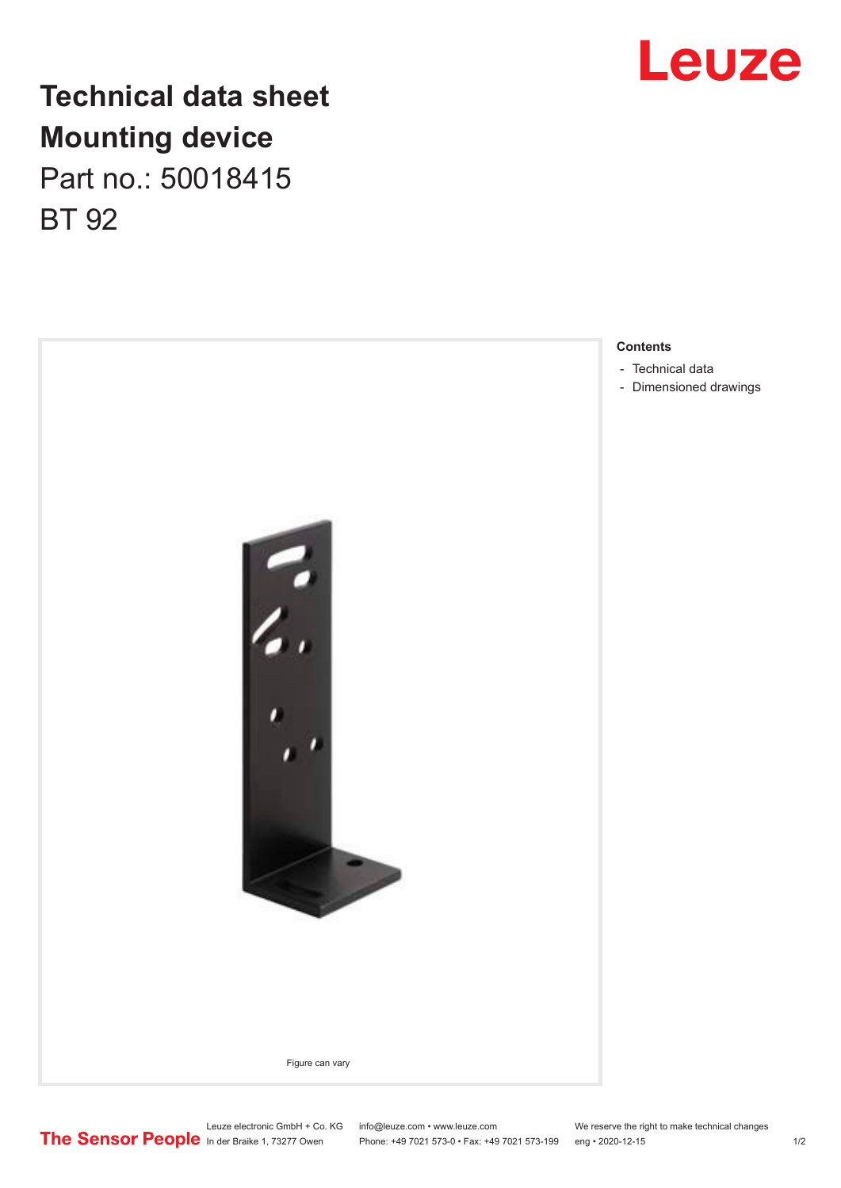# Technical data sheet
# Mounting device
Part no.: 50018415

BT 92

Figure can vary

**Contents**

- Technical data
- Dimensioned drawings

Leuze electronic GmbH + Co. KG
In der Braike 1, 73277 Owen

info@leuze.com • www.leuze.com
Phone: +49 7021 573-0 • Fax: +49 7021 573-199

We reserve the right to make technical changes
eng • 2020-12-15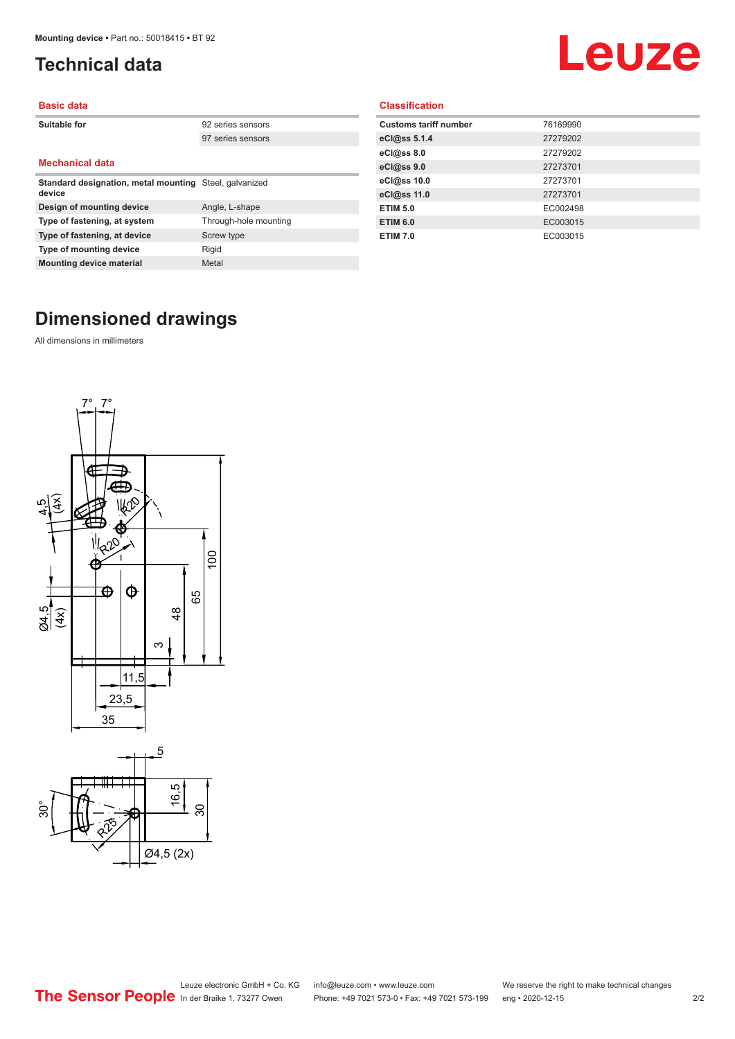# Technical data

## Basic data

| | |
|---|---|
| **Suitable for** | 92 series sensors |
| | 97 series sensors |

## Mechanical data

| | |
|---|---|
| **Standard designation, metal mounting device** | Steel, galvanized |
| **Design of mounting device** | Angle, L-shape |
| **Type of fastening, at system** | Through-hole mounting |
| **Type of fastening, at device** | Screw type |
| **Type of mounting device** | Rigid |
| **Mounting device material** | Metal |

## Classification

| | |
|---|---|
| **Customs tariff number** | 76169990 |
| **eCl@ss 5.1.4** | 27279202 |
| **eCl@ss 8.0** | 27279202 |
| **eCl@ss 9.0** | 27273701 |
| **eCl@ss 10.0** | 27273701 |
| **eCl@ss 11.0** | 27273701 |
| **ETIM 5.0** | EC002498 |
| **ETIM 6.0** | EC003015 |
| **ETIM 7.0** | EC003015 |

# Dimensioned drawings

All dimensions in millimeters

7° 7°
4,5 (4x)
R20
R20
Ø4,5 (4x)
100
65
48
3
11,5
23,5
35

5
30°
16,5
30
R25
Ø4,5 (2x)